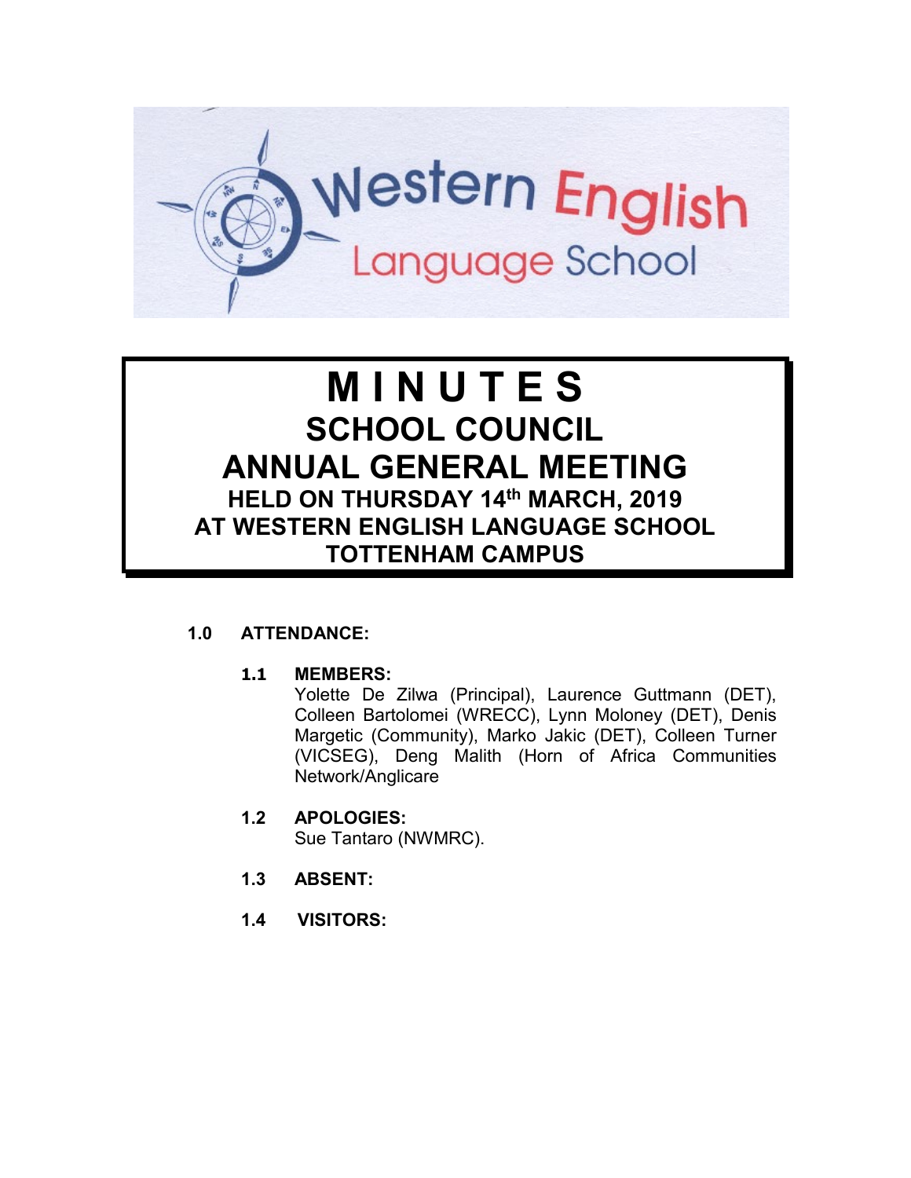# M I N U T E S

## SCHOOL COUNCIL

## ANNUAL GENERAL MEETING

### HELD ON THURSDAY 14th MARCH, 2019
### AT WESTERN ENGLISH LANGUAGE SCHOOL
### TOTTENHAM CAMPUS

**1.0 ATTENDANCE:**

**1.1 MEMBERS:**

Yolette De Zilwa (Principal), Laurence Guttmann (DET), Colleen Bartolomei (WRECC), Lynn Moloney (DET), Denis Margetic (Community), Marko Jakic (DET), Colleen Turner (VICSEG), Deng Malith (Horn of Africa Communities Network/Anglicare

**1.2 APOLOGIES:**

Sue Tantaro (NWMRC).

**1.3 ABSENT:**

**1.4 VISITORS:**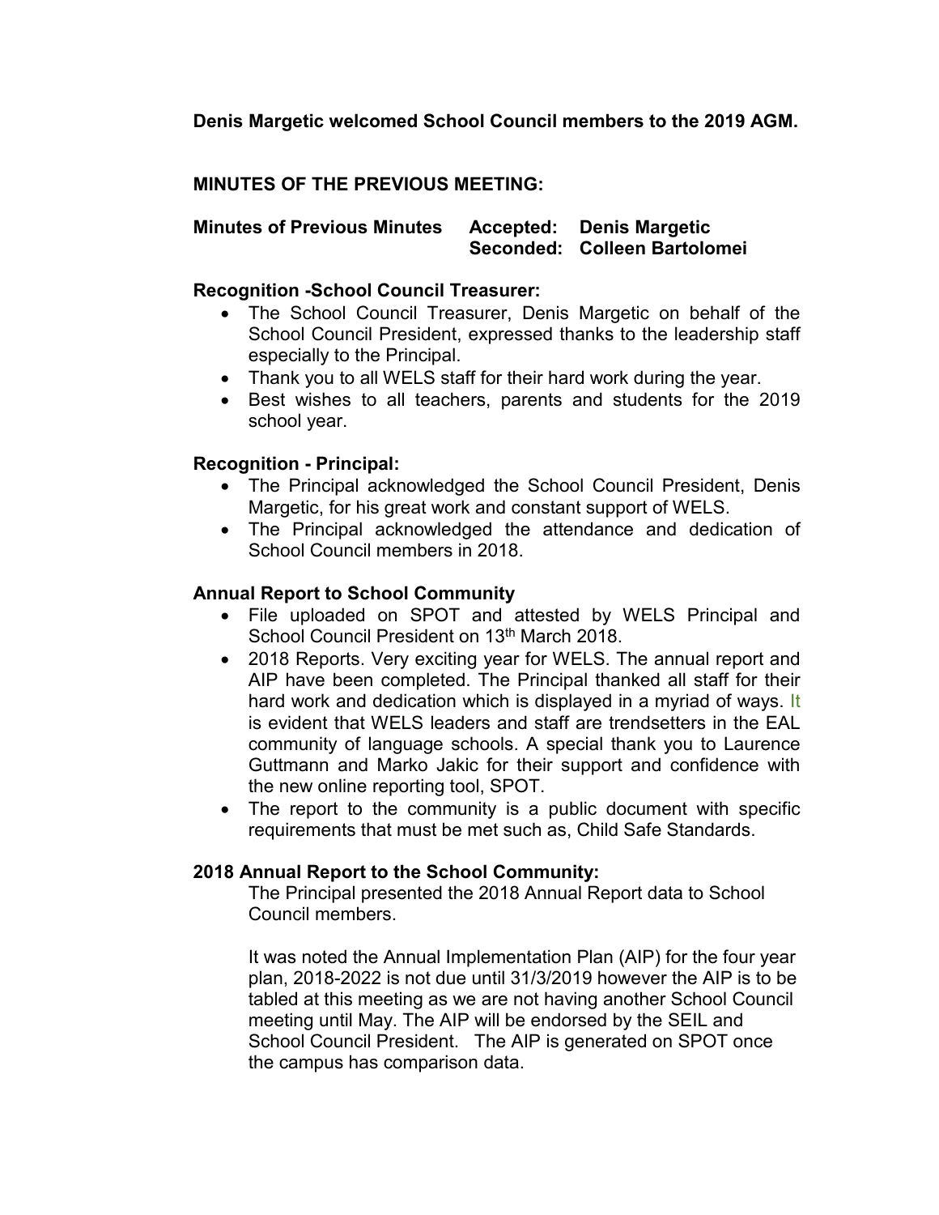**Denis Margetic welcomed School Council members to the 2019 AGM.**

**MINUTES OF THE PREVIOUS MEETING:**

**Minutes of Previous Minutes Accepted: Denis Margetic**
**Seconded: Colleen Bartolomei**

**Recognition -School Council Treasurer:**

- The School Council Treasurer, Denis Margetic on behalf of the School Council President, expressed thanks to the leadership staff especially to the Principal.
- Thank you to all WELS staff for their hard work during the year.
- Best wishes to all teachers, parents and students for the 2019 school year.

**Recognition - Principal:**

- The Principal acknowledged the School Council President, Denis Margetic, for his great work and constant support of WELS.
- The Principal acknowledged the attendance and dedication of School Council members in 2018.

**Annual Report to School Community**

- File uploaded on SPOT and attested by WELS Principal and School Council President on 13th March 2018.
- 2018 Reports. Very exciting year for WELS. The annual report and AIP have been completed. The Principal thanked all staff for their hard work and dedication which is displayed in a myriad of ways. It is evident that WELS leaders and staff are trendsetters in the EAL community of language schools. A special thank you to Laurence Guttmann and Marko Jakic for their support and confidence with the new online reporting tool, SPOT.
- The report to the community is a public document with specific requirements that must be met such as, Child Safe Standards.

**2018 Annual Report to the School Community:**

The Principal presented the 2018 Annual Report data to School Council members.

It was noted the Annual Implementation Plan (AIP) for the four year plan, 2018-2022 is not due until 31/3/2019 however the AIP is to be tabled at this meeting as we are not having another School Council meeting until May. The AIP will be endorsed by the SEIL and School Council President. The AIP is generated on SPOT once the campus has comparison data.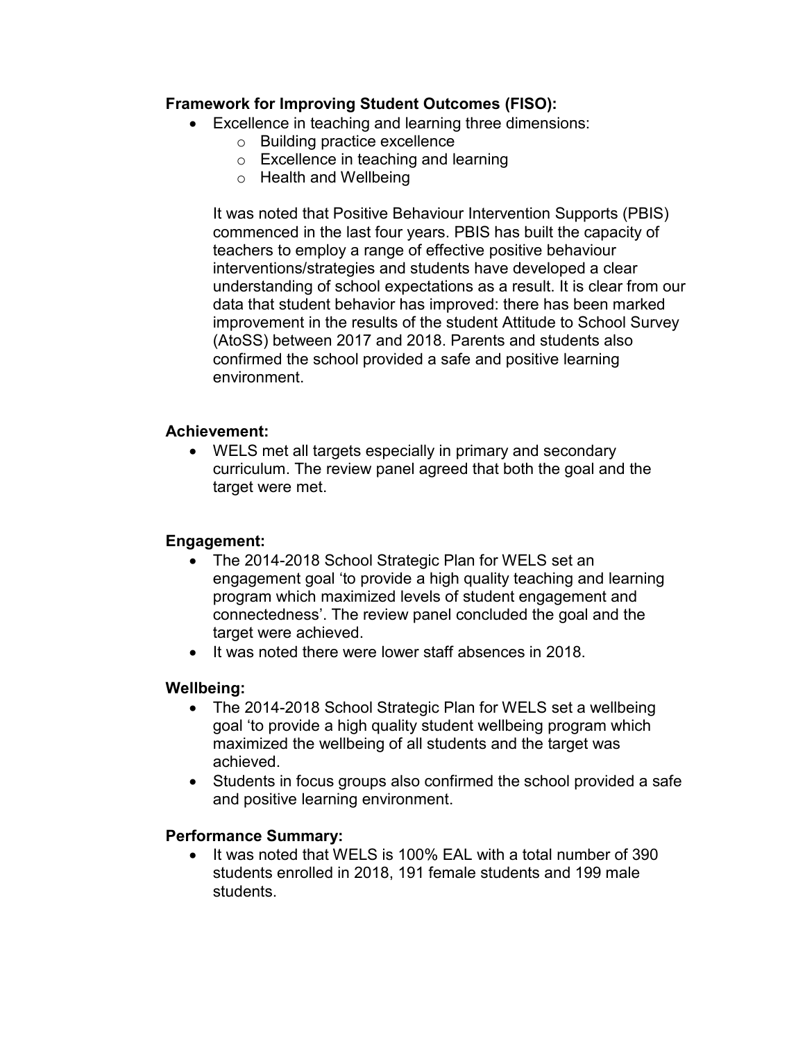**Framework for Improving Student Outcomes (FISO):**

- Excellence in teaching and learning three dimensions:
  - Building practice excellence
  - Excellence in teaching and learning
  - Health and Wellbeing

  It was noted that Positive Behaviour Intervention Supports (PBIS) commenced in the last four years. PBIS has built the capacity of teachers to employ a range of effective positive behaviour interventions/strategies and students have developed a clear understanding of school expectations as a result. It is clear from our data that student behavior has improved: there has been marked improvement in the results of the student Attitude to School Survey (AtoSS) between 2017 and 2018. Parents and students also confirmed the school provided a safe and positive learning environment.

**Achievement:**

- WELS met all targets especially in primary and secondary curriculum. The review panel agreed that both the goal and the target were met.

**Engagement:**

- The 2014-2018 School Strategic Plan for WELS set an engagement goal 'to provide a high quality teaching and learning program which maximized levels of student engagement and connectedness'. The review panel concluded the goal and the target were achieved.
- It was noted there were lower staff absences in 2018.

**Wellbeing:**

- The 2014-2018 School Strategic Plan for WELS set a wellbeing goal 'to provide a high quality student wellbeing program which maximized the wellbeing of all students and the target was achieved.
- Students in focus groups also confirmed the school provided a safe and positive learning environment.

**Performance Summary:**

- It was noted that WELS is 100% EAL with a total number of 390 students enrolled in 2018, 191 female students and 199 male students.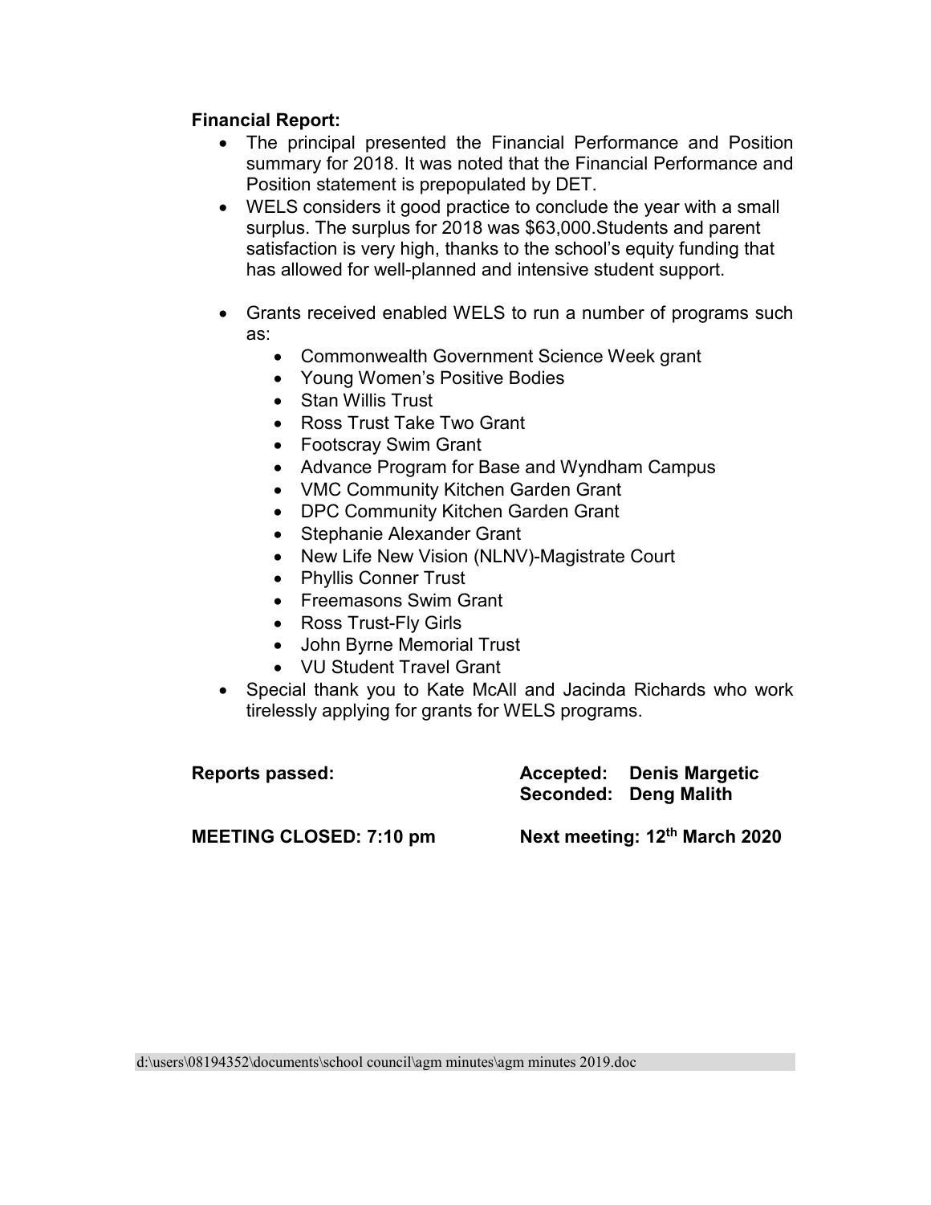**Financial Report:**

- The principal presented the Financial Performance and Position summary for 2018. It was noted that the Financial Performance and Position statement is prepopulated by DET.
- WELS considers it good practice to conclude the year with a small surplus. The surplus for 2018 was $63,000.Students and parent satisfaction is very high, thanks to the school's equity funding that has allowed for well-planned and intensive student support.
- Grants received enabled WELS to run a number of programs such as:
    - Commonwealth Government Science Week grant
    - Young Women's Positive Bodies
    - Stan Willis Trust
    - Ross Trust Take Two Grant
    - Footscray Swim Grant
    - Advance Program for Base and Wyndham Campus
    - VMC Community Kitchen Garden Grant
    - DPC Community Kitchen Garden Grant
    - Stephanie Alexander Grant
    - New Life New Vision (NLNV)-Magistrate Court
    - Phyllis Conner Trust
    - Freemasons Swim Grant
    - Ross Trust-Fly Girls
    - John Byrne Memorial Trust
    - VU Student Travel Grant
- Special thank you to Kate McAll and Jacinda Richards who work tirelessly applying for grants for WELS programs.

**Reports passed:** **Accepted: Denis Margetic**
**Seconded: Deng Malith**

**MEETING CLOSED: 7:10 pm** **Next meeting: 12th March 2020**

d:\users\08194352\documents\school council\agm minutes\agm minutes 2019.doc